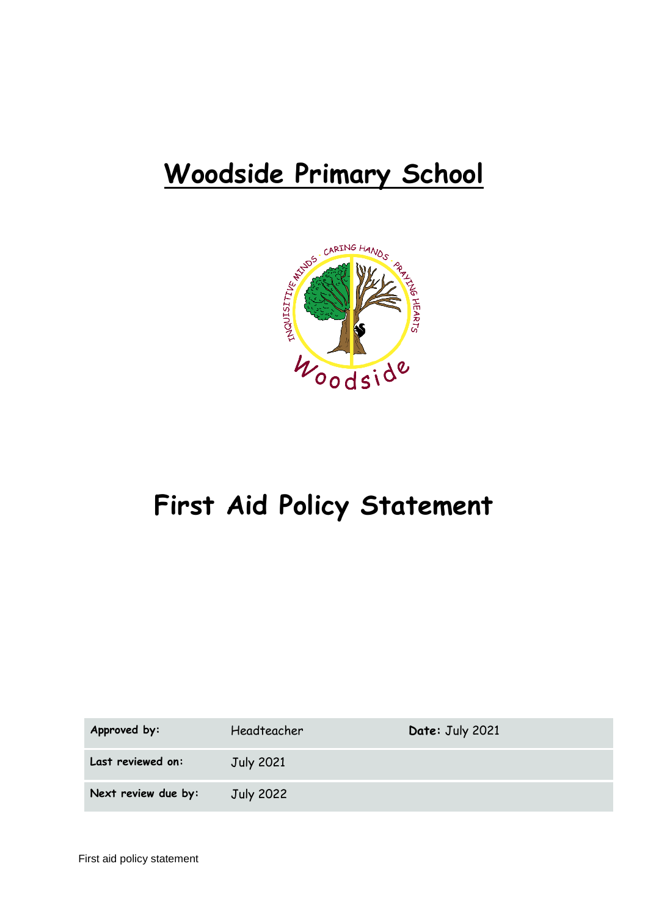# Woodside Primary School

# First Aid Policy Statement

| Approved by: | Headteacher | Date: July 2021 |
|---|---|---|
| Last reviewed on: | July 2021 | |
| Next review due by: | July 2022 | |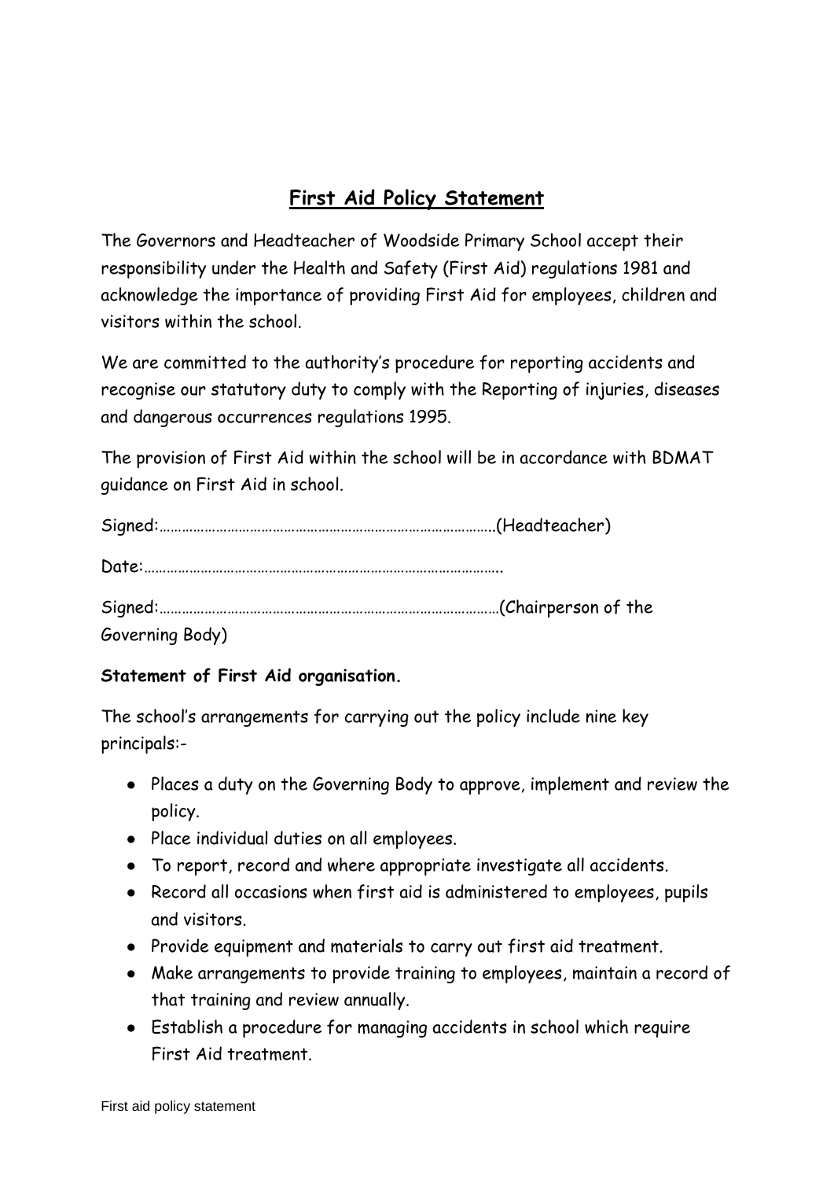# First Aid Policy Statement

The Governors and Headteacher of Woodside Primary School accept their responsibility under the Health and Safety (First Aid) regulations 1981 and acknowledge the importance of providing First Aid for employees, children and visitors within the school.

We are committed to the authority's procedure for reporting accidents and recognise our statutory duty to comply with the Reporting of injuries, diseases and dangerous occurrences regulations 1995.

The provision of First Aid within the school will be in accordance with BDMAT guidance on First Aid in school.

Signed:…………………………………………………………………………..(Headteacher)

Date:………………………………………………………………………………….

Signed:……………………………………………………………………………(Chairperson of the Governing Body)

**Statement of First Aid organisation.**

The school's arrangements for carrying out the policy include nine key principals:-

- Places a duty on the Governing Body to approve, implement and review the policy.
- Place individual duties on all employees.
- To report, record and where appropriate investigate all accidents.
- Record all occasions when first aid is administered to employees, pupils and visitors.
- Provide equipment and materials to carry out first aid treatment.
- Make arrangements to provide training to employees, maintain a record of that training and review annually.
- Establish a procedure for managing accidents in school which require First Aid treatment.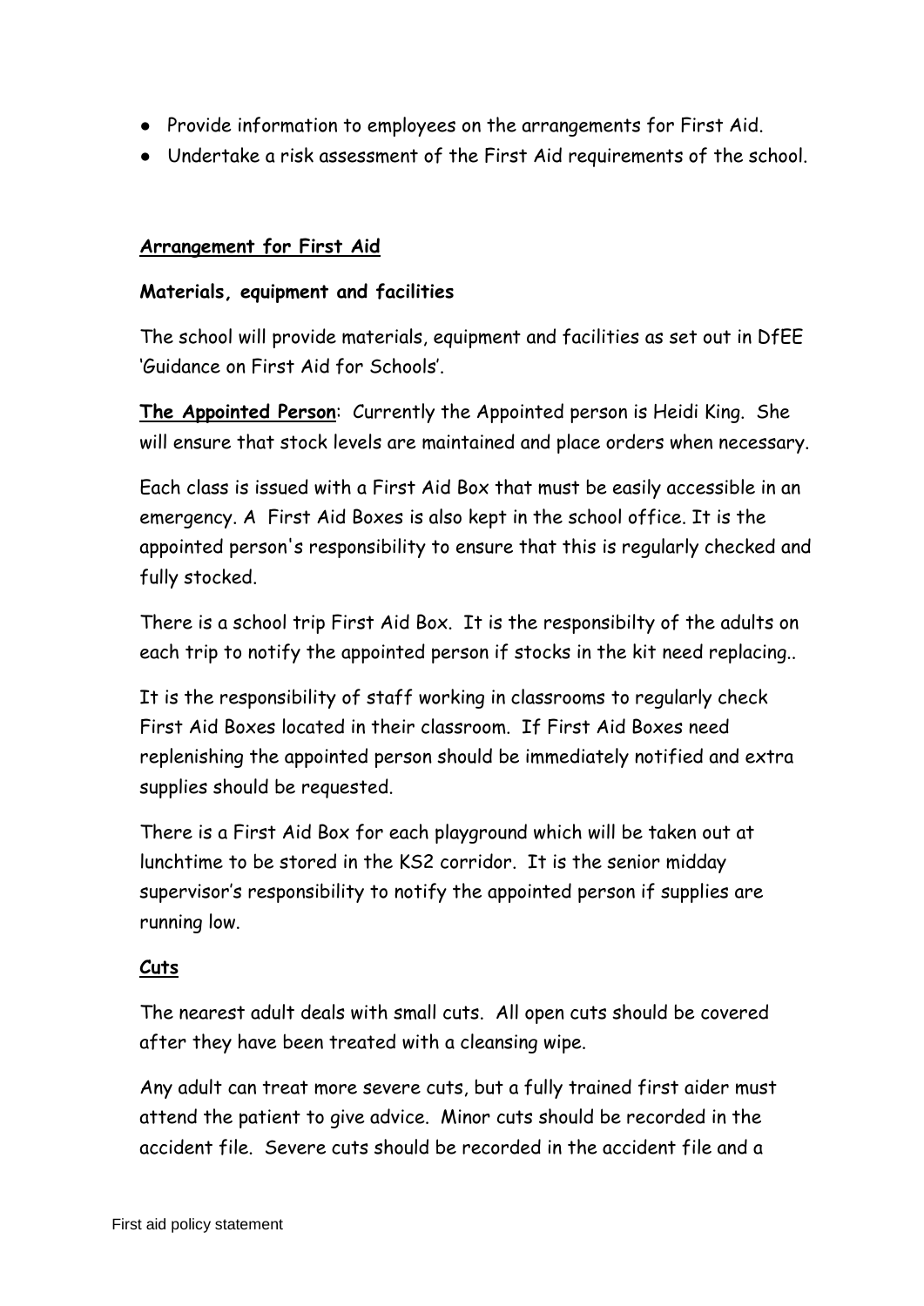- Provide information to employees on the arrangements for First Aid.
- Undertake a risk assessment of the First Aid requirements of the school.

## Arrangement for First Aid

**Materials, equipment and facilities**

The school will provide materials, equipment and facilities as set out in DfEE 'Guidance on First Aid for Schools'.

**The Appointed Person**: Currently the Appointed person is Heidi King. She will ensure that stock levels are maintained and place orders when necessary.

Each class is issued with a First Aid Box that must be easily accessible in an emergency. A First Aid Boxes is also kept in the school office. It is the appointed person's responsibility to ensure that this is regularly checked and fully stocked.

There is a school trip First Aid Box. It is the responsibilty of the adults on each trip to notify the appointed person if stocks in the kit need replacing..

It is the responsibility of staff working in classrooms to regularly check First Aid Boxes located in their classroom. If First Aid Boxes need replenishing the appointed person should be immediately notified and extra supplies should be requested.

There is a First Aid Box for each playground which will be taken out at lunchtime to be stored in the KS2 corridor. It is the senior midday supervisor's responsibility to notify the appointed person if supplies are running low.

## Cuts

The nearest adult deals with small cuts. All open cuts should be covered after they have been treated with a cleansing wipe.

Any adult can treat more severe cuts, but a fully trained first aider must attend the patient to give advice. Minor cuts should be recorded in the accident file. Severe cuts should be recorded in the accident file and a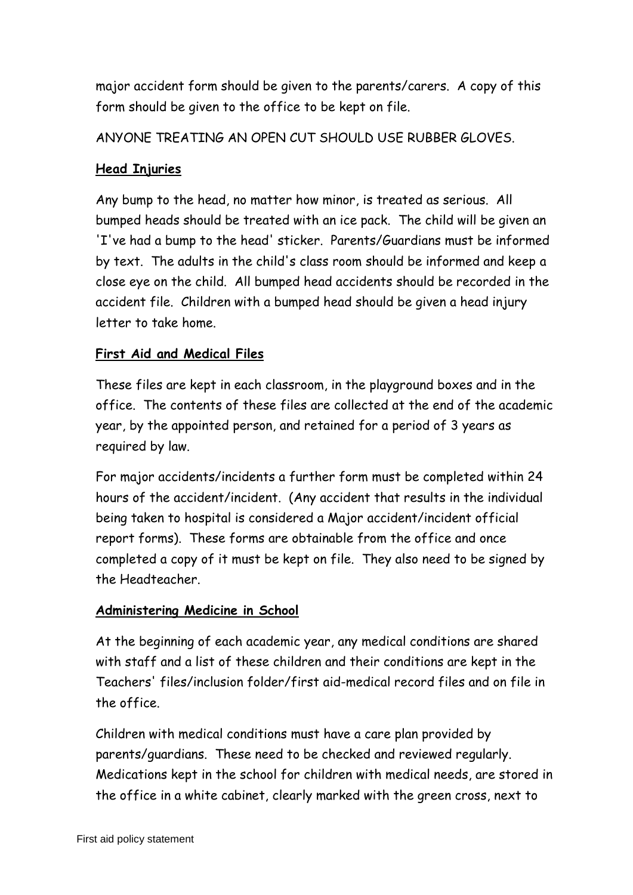major accident form should be given to the parents/carers. A copy of this form should be given to the office to be kept on file.

ANYONE TREATING AN OPEN CUT SHOULD USE RUBBER GLOVES.

**Head Injuries**

Any bump to the head, no matter how minor, is treated as serious. All bumped heads should be treated with an ice pack. The child will be given an 'I've had a bump to the head' sticker. Parents/Guardians must be informed by text. The adults in the child's class room should be informed and keep a close eye on the child. All bumped head accidents should be recorded in the accident file. Children with a bumped head should be given a head injury letter to take home.

**First Aid and Medical Files**

These files are kept in each classroom, in the playground boxes and in the office. The contents of these files are collected at the end of the academic year, by the appointed person, and retained for a period of 3 years as required by law.

For major accidents/incidents a further form must be completed within 24 hours of the accident/incident. (Any accident that results in the individual being taken to hospital is considered a Major accident/incident official report forms). These forms are obtainable from the office and once completed a copy of it must be kept on file. They also need to be signed by the Headteacher.

**Administering Medicine in School**

At the beginning of each academic year, any medical conditions are shared with staff and a list of these children and their conditions are kept in the Teachers' files/inclusion folder/first aid-medical record files and on file in the office.

Children with medical conditions must have a care plan provided by parents/guardians. These need to be checked and reviewed regularly. Medications kept in the school for children with medical needs, are stored in the office in a white cabinet, clearly marked with the green cross, next to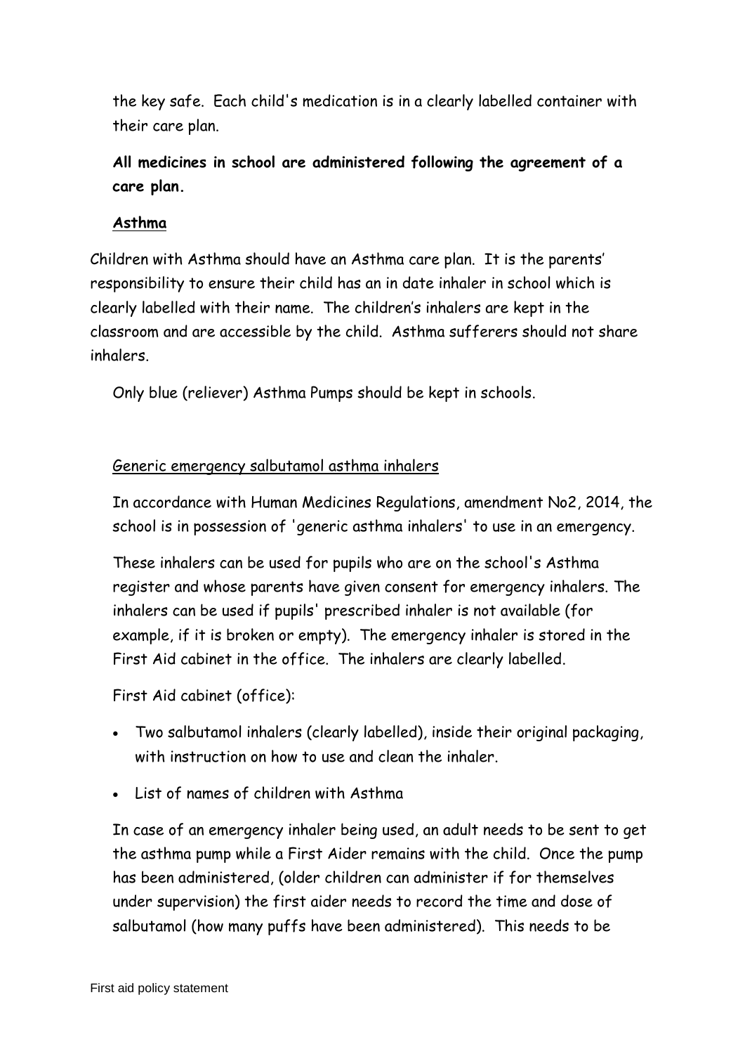the key safe. Each child's medication is in a clearly labelled container with their care plan.

**All medicines in school are administered following the agreement of a care plan.**

**Asthma**

Children with Asthma should have an Asthma care plan. It is the parents' responsibility to ensure their child has an in date inhaler in school which is clearly labelled with their name. The children's inhalers are kept in the classroom and are accessible by the child. Asthma sufferers should not share inhalers.

Only blue (reliever) Asthma Pumps should be kept in schools.

Generic emergency salbutamol asthma inhalers

In accordance with Human Medicines Regulations, amendment No2, 2014, the school is in possession of 'generic asthma inhalers' to use in an emergency.

These inhalers can be used for pupils who are on the school's Asthma register and whose parents have given consent for emergency inhalers. The inhalers can be used if pupils' prescribed inhaler is not available (for example, if it is broken or empty). The emergency inhaler is stored in the First Aid cabinet in the office. The inhalers are clearly labelled.

First Aid cabinet (office):

- Two salbutamol inhalers (clearly labelled), inside their original packaging, with instruction on how to use and clean the inhaler.
- List of names of children with Asthma

In case of an emergency inhaler being used, an adult needs to be sent to get the asthma pump while a First Aider remains with the child. Once the pump has been administered, (older children can administer if for themselves under supervision) the first aider needs to record the time and dose of salbutamol (how many puffs have been administered). This needs to be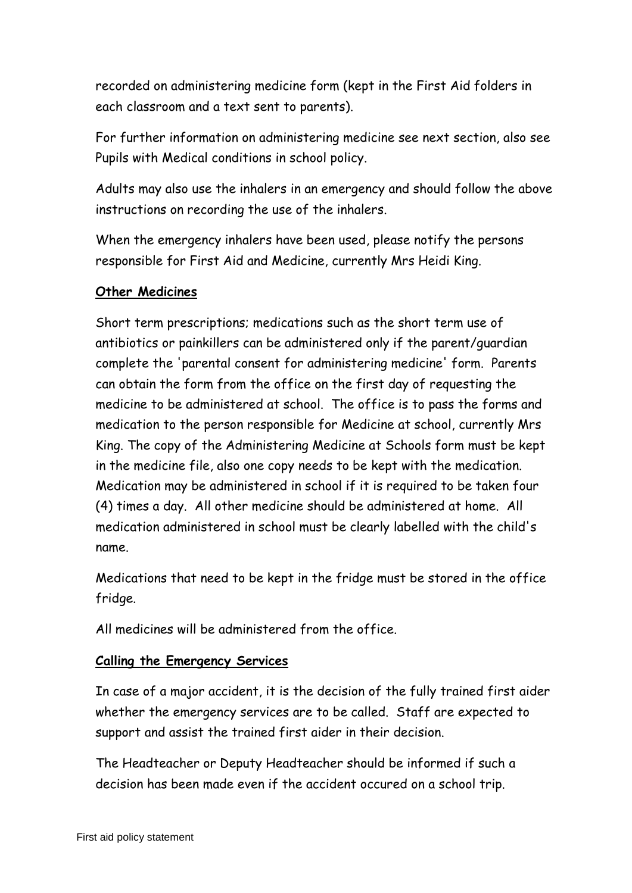recorded on administering medicine form (kept in the First Aid folders in each classroom and a text sent to parents).

For further information on administering medicine see next section, also see Pupils with Medical conditions in school policy.

Adults may also use the inhalers in an emergency and should follow the above instructions on recording the use of the inhalers.

When the emergency inhalers have been used, please notify the persons responsible for First Aid and Medicine, currently Mrs Heidi King.

**Other Medicines**

Short term prescriptions; medications such as the short term use of antibiotics or painkillers can be administered only if the parent/guardian complete the 'parental consent for administering medicine' form. Parents can obtain the form from the office on the first day of requesting the medicine to be administered at school. The office is to pass the forms and medication to the person responsible for Medicine at school, currently Mrs King. The copy of the Administering Medicine at Schools form must be kept in the medicine file, also one copy needs to be kept with the medication. Medication may be administered in school if it is required to be taken four (4) times a day. All other medicine should be administered at home. All medication administered in school must be clearly labelled with the child's name.

Medications that need to be kept in the fridge must be stored in the office fridge.

All medicines will be administered from the office.

**Calling the Emergency Services**

In case of a major accident, it is the decision of the fully trained first aider whether the emergency services are to be called. Staff are expected to support and assist the trained first aider in their decision.

The Headteacher or Deputy Headteacher should be informed if such a decision has been made even if the accident occured on a school trip.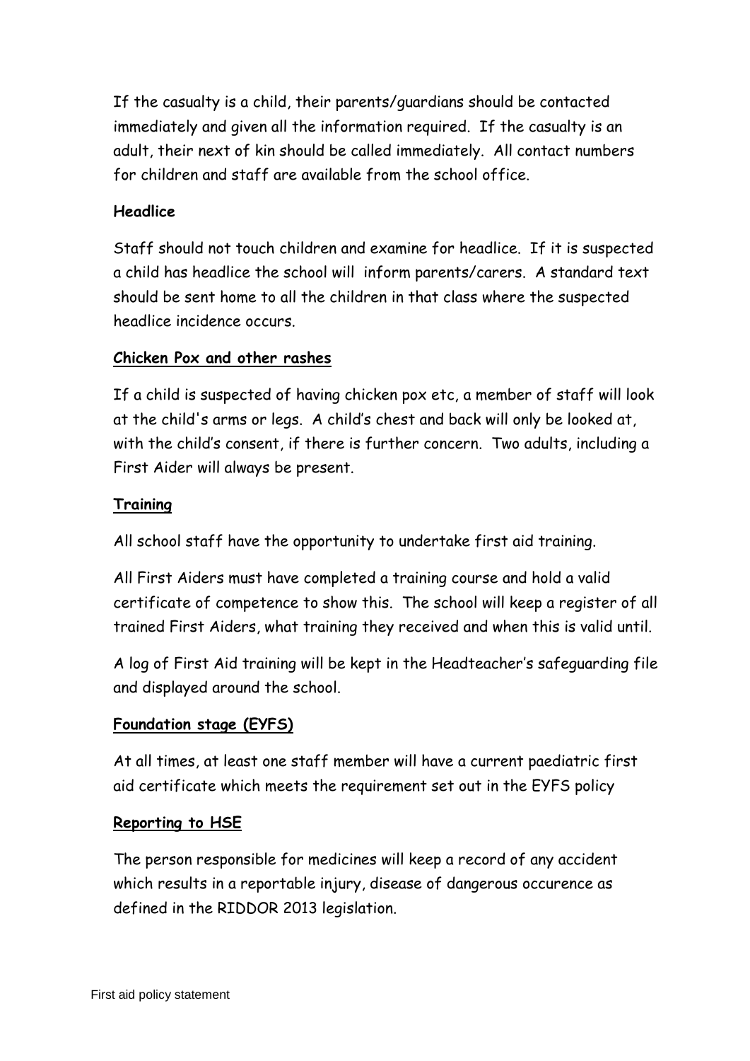If the casualty is a child, their parents/guardians should be contacted immediately and given all the information required. If the casualty is an adult, their next of kin should be called immediately. All contact numbers for children and staff are available from the school office.

**Headlice**

Staff should not touch children and examine for headlice. If it is suspected a child has headlice the school will inform parents/carers. A standard text should be sent home to all the children in that class where the suspected headlice incidence occurs.

**Chicken Pox and other rashes**

If a child is suspected of having chicken pox etc, a member of staff will look at the child's arms or legs. A child's chest and back will only be looked at, with the child's consent, if there is further concern. Two adults, including a First Aider will always be present.

**Training**

All school staff have the opportunity to undertake first aid training.

All First Aiders must have completed a training course and hold a valid certificate of competence to show this. The school will keep a register of all trained First Aiders, what training they received and when this is valid until.

A log of First Aid training will be kept in the Headteacher's safeguarding file and displayed around the school.

**Foundation stage (EYFS)**

At all times, at least one staff member will have a current paediatric first aid certificate which meets the requirement set out in the EYFS policy

**Reporting to HSE**

The person responsible for medicines will keep a record of any accident which results in a reportable injury, disease of dangerous occurence as defined in the RIDDOR 2013 legislation.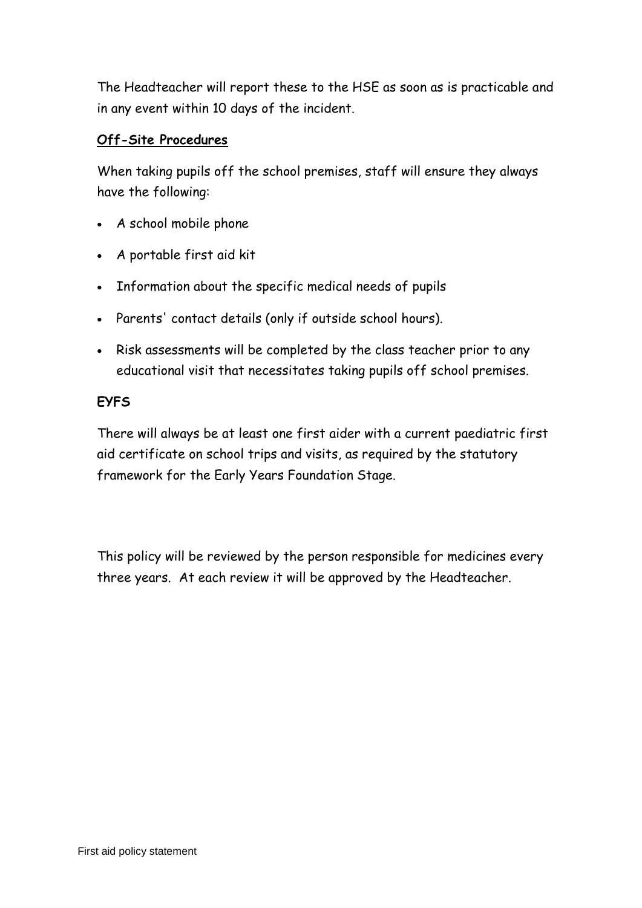The Headteacher will report these to the HSE as soon as is practicable and in any event within 10 days of the incident.

## Off-Site Procedures

When taking pupils off the school premises, staff will ensure they always have the following:

- A school mobile phone
- A portable first aid kit
- Information about the specific medical needs of pupils
- Parents' contact details (only if outside school hours).
- Risk assessments will be completed by the class teacher prior to any educational visit that necessitates taking pupils off school premises.

## EYFS

There will always be at least one first aider with a current paediatric first aid certificate on school trips and visits, as required by the statutory framework for the Early Years Foundation Stage.

This policy will be reviewed by the person responsible for medicines every three years. At each review it will be approved by the Headteacher.